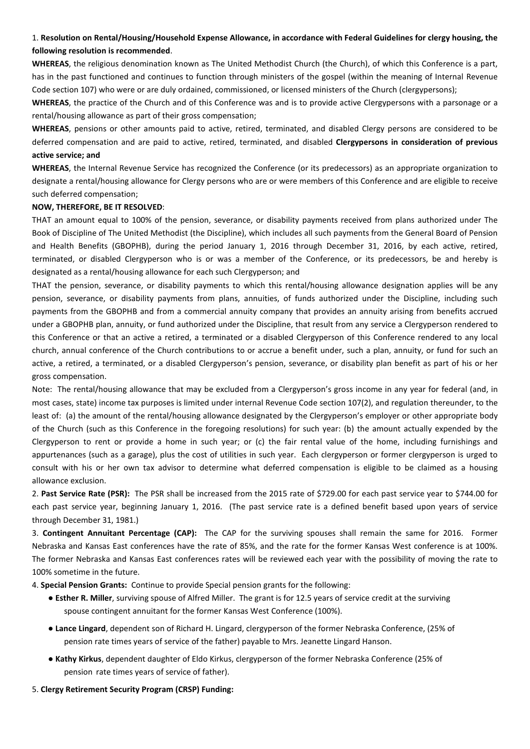1. **Resolution on Rental/Housing/Household Expense Allowance, in accordance with Federal Guidelines for clergy housing, the following resolution is recommended**.

**WHEREAS**, the religious denomination known as The United Methodist Church (the Church), of which this Conference is a part, has in the past functioned and continues to function through ministers of the gospel (within the meaning of Internal Revenue Code section 107) who were or are duly ordained, commissioned, or licensed ministers of the Church (clergypersons);

**WHEREAS**, the practice of the Church and of this Conference was and is to provide active Clergypersons with a parsonage or a rental/housing allowance as part of their gross compensation;

**WHEREAS**, pensions or other amounts paid to active, retired, terminated, and disabled Clergy persons are considered to be deferred compensation and are paid to active, retired, terminated, and disabled **Clergypersons in consideration of previous active service; and**

**WHEREAS**, the Internal Revenue Service has recognized the Conference (or its predecessors) as an appropriate organization to designate a rental/housing allowance for Clergy persons who are or were members of this Conference and are eligible to receive such deferred compensation;

**NOW, THEREFORE, BE IT RESOLVED**:

THAT an amount equal to 100% of the pension, severance, or disability payments received from plans authorized under The Book of Discipline of The United Methodist (the Discipline), which includes all such payments from the General Board of Pension and Health Benefits (GBOPHB), during the period January 1, 2016 through December 31, 2016, by each active, retired, terminated, or disabled Clergyperson who is or was a member of the Conference, or its predecessors, be and hereby is designated as a rental/housing allowance for each such Clergyperson; and

THAT the pension, severance, or disability payments to which this rental/housing allowance designation applies will be any pension, severance, or disability payments from plans, annuities, of funds authorized under the Discipline, including such payments from the GBOPHB and from a commercial annuity company that provides an annuity arising from benefits accrued under a GBOPHB plan, annuity, or fund authorized under the Discipline, that result from any service a Clergyperson rendered to this Conference or that an active a retired, a terminated or a disabled Clergyperson of this Conference rendered to any local church, annual conference of the Church contributions to or accrue a benefit under, such a plan, annuity, or fund for such an active, a retired, a terminated, or a disabled Clergyperson's pension, severance, or disability plan benefit as part of his or her gross compensation.

Note: The rental/housing allowance that may be excluded from a Clergyperson's gross income in any year for federal (and, in most cases, state) income tax purposes is limited under internal Revenue Code section 107(2), and regulation thereunder, to the least of: (a) the amount of the rental/housing allowance designated by the Clergyperson's employer or other appropriate body of the Church (such as this Conference in the foregoing resolutions) for such year: (b) the amount actually expended by the Clergyperson to rent or provide a home in such year; or (c) the fair rental value of the home, including furnishings and appurtenances (such as a garage), plus the cost of utilities in such year. Each clergyperson or former clergyperson is urged to consult with his or her own tax advisor to determine what deferred compensation is eligible to be claimed as a housing allowance exclusion.

2. **Past Service Rate (PSR):** The PSR shall be increased from the 2015 rate of $729.00 for each past service year to $744.00 for each past service year, beginning January 1, 2016. (The past service rate is a defined benefit based upon years of service through December 31, 1981.)

3. **Contingent Annuitant Percentage (CAP):** The CAP for the surviving spouses shall remain the same for 2016. Former Nebraska and Kansas East conferences have the rate of 85%, and the rate for the former Kansas West conference is at 100%. The former Nebraska and Kansas East conferences rates will be reviewed each year with the possibility of moving the rate to 100% sometime in the future.

4. **Special Pension Grants:** Continue to provide Special pension grants for the following:

- **Esther R. Miller**, surviving spouse of Alfred Miller. The grant is for 12.5 years of service credit at the surviving spouse contingent annuitant for the former Kansas West Conference (100%).
- **Lance Lingard**, dependent son of Richard H. Lingard, clergyperson of the former Nebraska Conference, (25% of pension rate times years of service of the father) payable to Mrs. Jeanette Lingard Hanson.
- **Kathy Kirkus**, dependent daughter of Eldo Kirkus, clergyperson of the former Nebraska Conference (25% of pension rate times years of service of father).

5. **Clergy Retirement Security Program (CRSP) Funding:**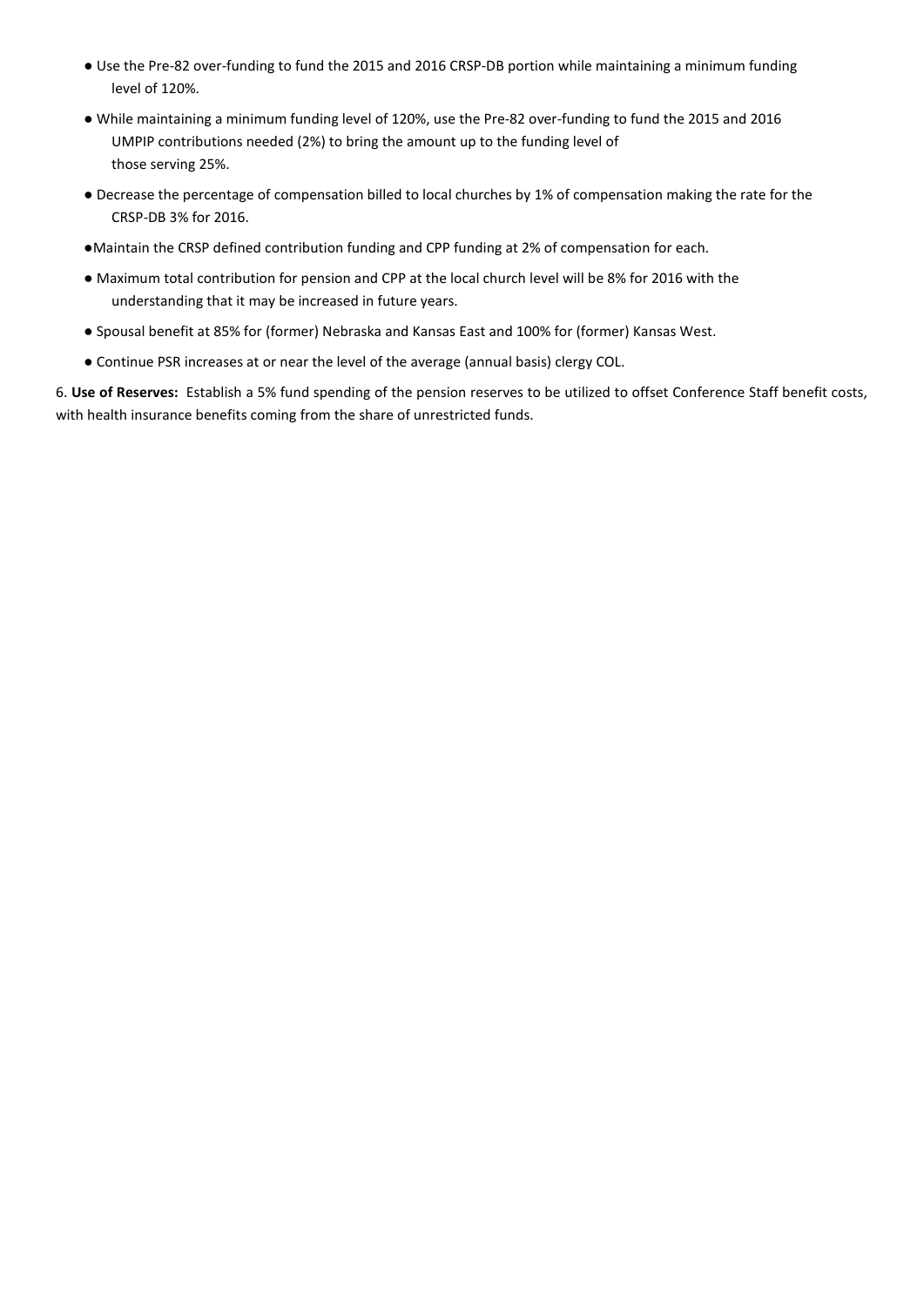- Use the Pre-82 over-funding to fund the 2015 and 2016 CRSP-DB portion while maintaining a minimum funding level of 120%.
- While maintaining a minimum funding level of 120%, use the Pre-82 over-funding to fund the 2015 and 2016 UMPIP contributions needed (2%) to bring the amount up to the funding level of those serving 25%.
- Decrease the percentage of compensation billed to local churches by 1% of compensation making the rate for the CRSP-DB 3% for 2016.
- Maintain the CRSP defined contribution funding and CPP funding at 2% of compensation for each.
- Maximum total contribution for pension and CPP at the local church level will be 8% for 2016 with the understanding that it may be increased in future years.
- Spousal benefit at 85% for (former) Nebraska and Kansas East and 100% for (former) Kansas West.
- Continue PSR increases at or near the level of the average (annual basis) clergy COL.

6. **Use of Reserves:** Establish a 5% fund spending of the pension reserves to be utilized to offset Conference Staff benefit costs, with health insurance benefits coming from the share of unrestricted funds.